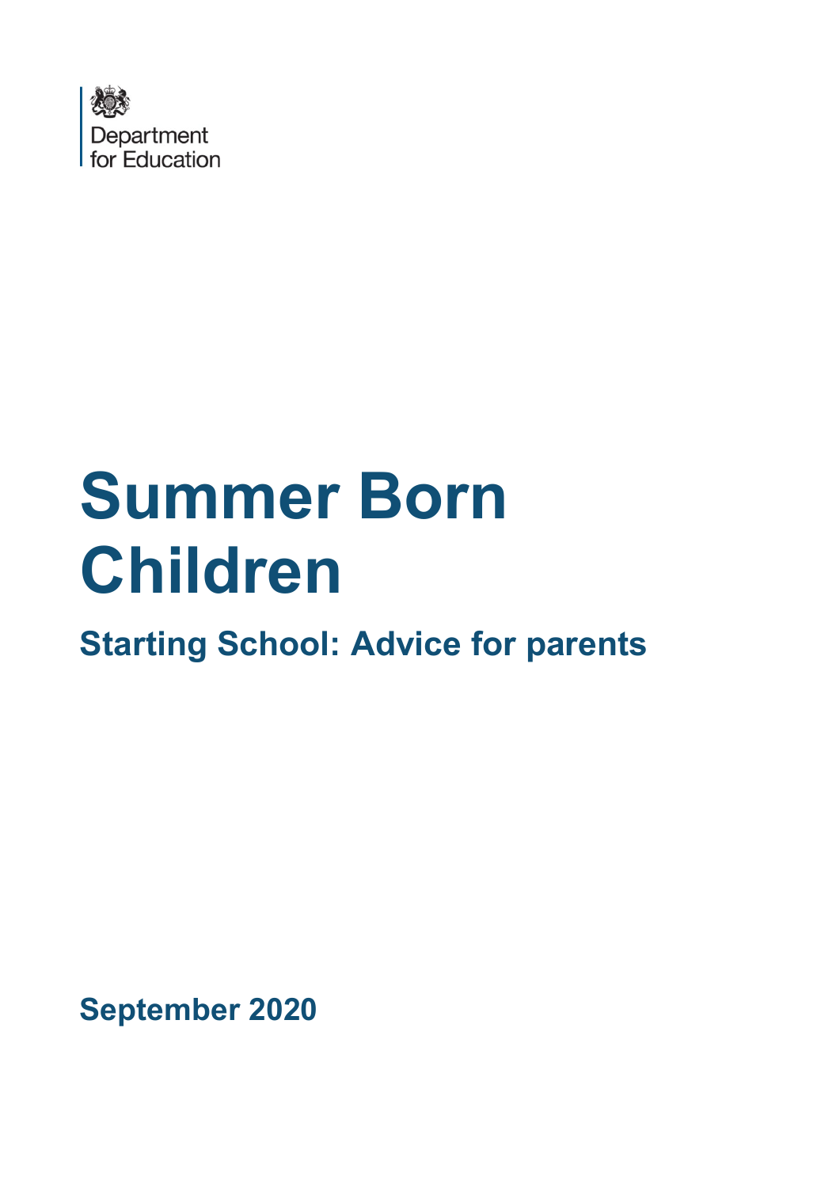Department
for Education

# Summer Born Children

## Starting School: Advice for parents

**September 2020**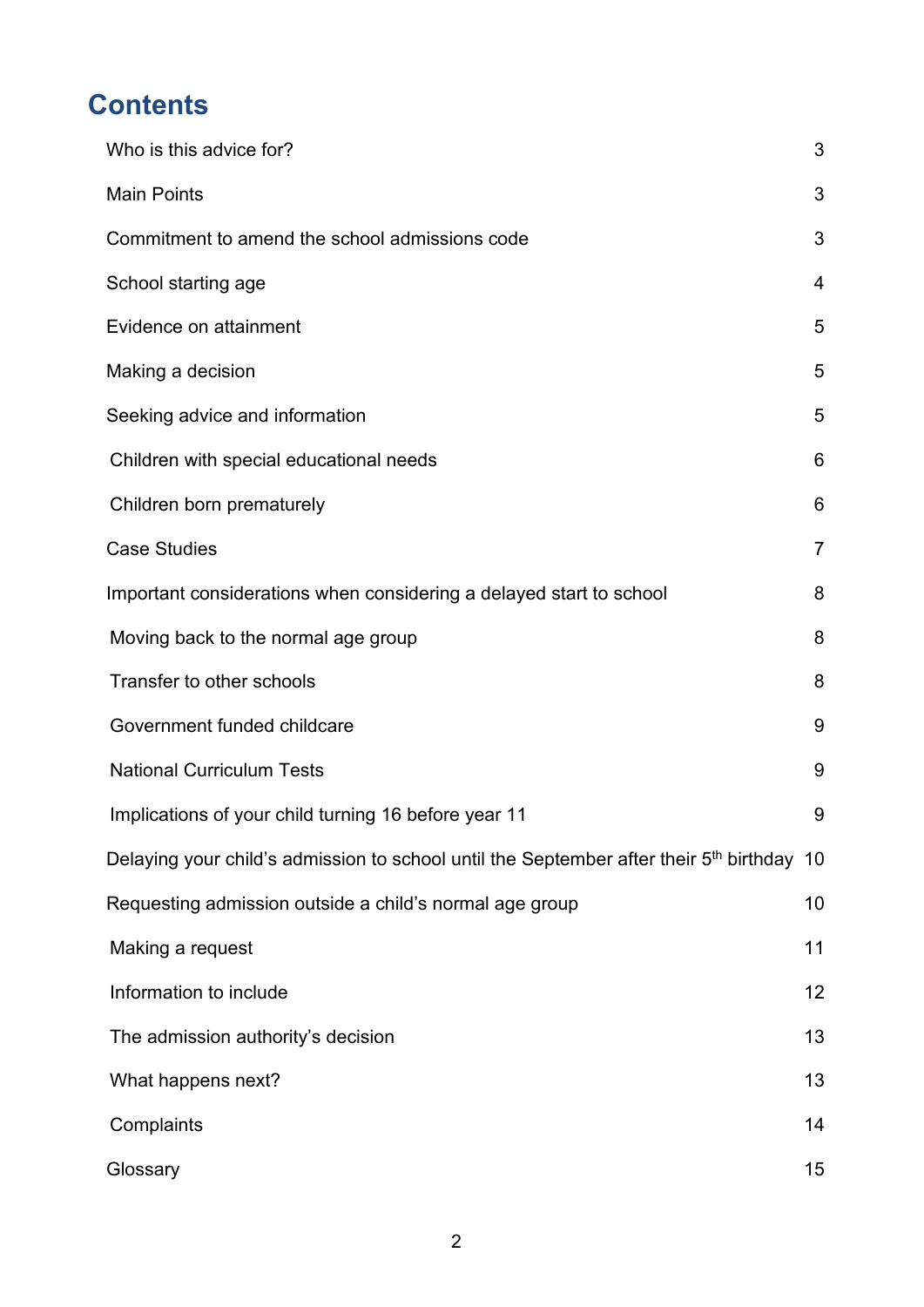# Contents

| | |
|---|---|
| Who is this advice for? | 3 |
| Main Points | 3 |
| Commitment to amend the school admissions code | 3 |
| School starting age | 4 |
| Evidence on attainment | 5 |
| Making a decision | 5 |
| Seeking advice and information | 5 |
| Children with special educational needs | 6 |
| Children born prematurely | 6 |
| Case Studies | 7 |
| Important considerations when considering a delayed start to school | 8 |
| Moving back to the normal age group | 8 |
| Transfer to other schools | 8 |
| Government funded childcare | 9 |
| National Curriculum Tests | 9 |
| Implications of your child turning 16 before year 11 | 9 |
| Delaying your child's admission to school until the September after their 5th birthday | 10 |
| Requesting admission outside a child's normal age group | 10 |
| Making a request | 11 |
| Information to include | 12 |
| The admission authority's decision | 13 |
| What happens next? | 13 |
| Complaints | 14 |
| Glossary | 15 |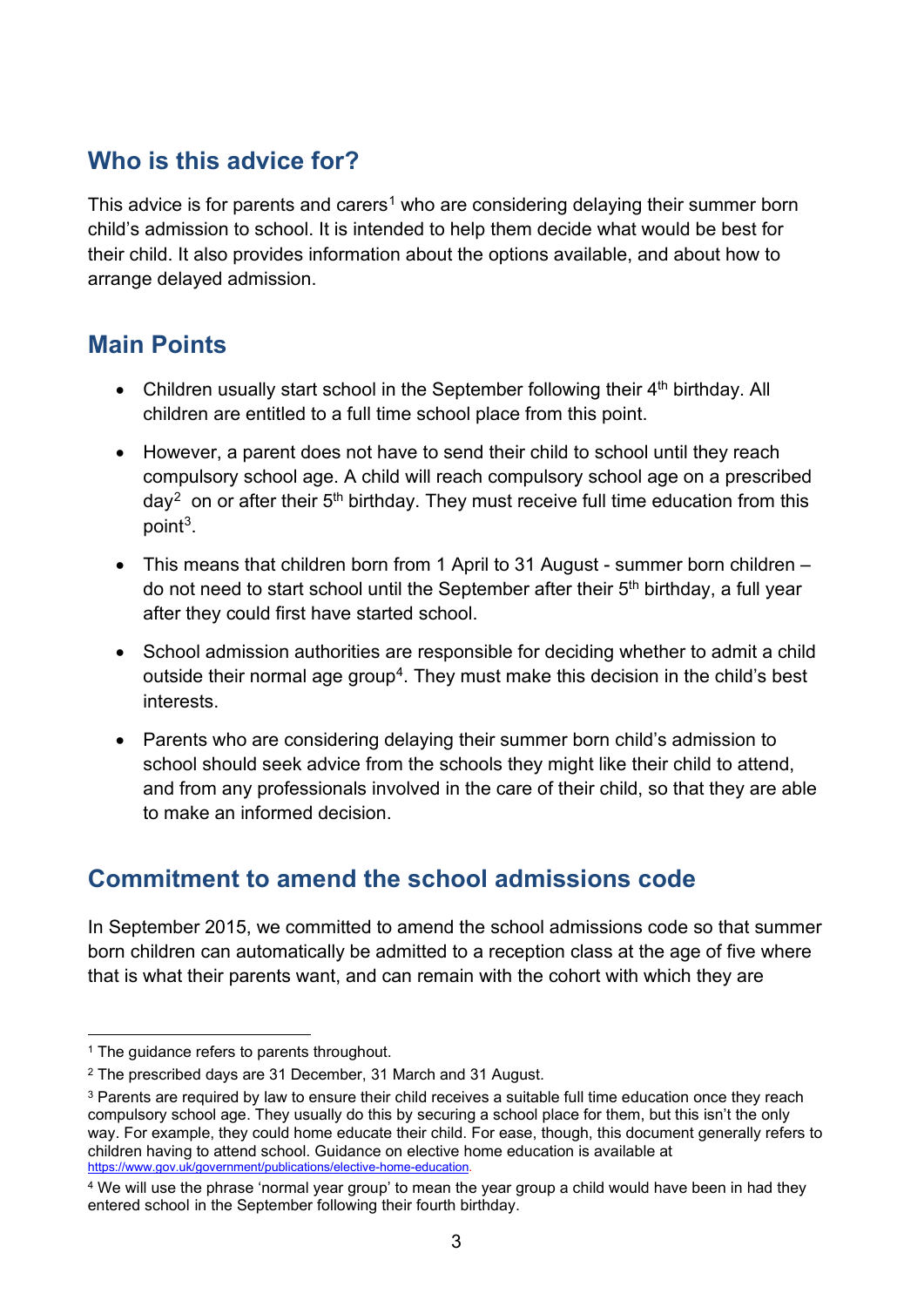## Who is this advice for?

This advice is for parents and carers[1] who are considering delaying their summer born child's admission to school. It is intended to help them decide what would be best for their child. It also provides information about the options available, and about how to arrange delayed admission.

## Main Points

- Children usually start school in the September following their 4th birthday. All children are entitled to a full time school place from this point.
- However, a parent does not have to send their child to school until they reach compulsory school age. A child will reach compulsory school age on a prescribed day[2] on or after their 5th birthday. They must receive full time education from this point[3].
- This means that children born from 1 April to 31 August - summer born children – do not need to start school until the September after their 5th birthday, a full year after they could first have started school.
- School admission authorities are responsible for deciding whether to admit a child outside their normal age group[4]. They must make this decision in the child's best interests.
- Parents who are considering delaying their summer born child's admission to school should seek advice from the schools they might like their child to attend, and from any professionals involved in the care of their child, so that they are able to make an informed decision.

## Commitment to amend the school admissions code

In September 2015, we committed to amend the school admissions code so that summer born children can automatically be admitted to a reception class at the age of five where that is what their parents want, and can remain with the cohort with which they are

---

[1] The guidance refers to parents throughout.

[2] The prescribed days are 31 December, 31 March and 31 August.

[3] Parents are required by law to ensure their child receives a suitable full time education once they reach compulsory school age. They usually do this by securing a school place for them, but this isn't the only way. For example, they could home educate their child. For ease, though, this document generally refers to children having to attend school. Guidance on elective home education is available at https://www.gov.uk/government/publications/elective-home-education.

[4] We will use the phrase 'normal year group' to mean the year group a child would have been in had they entered school in the September following their fourth birthday.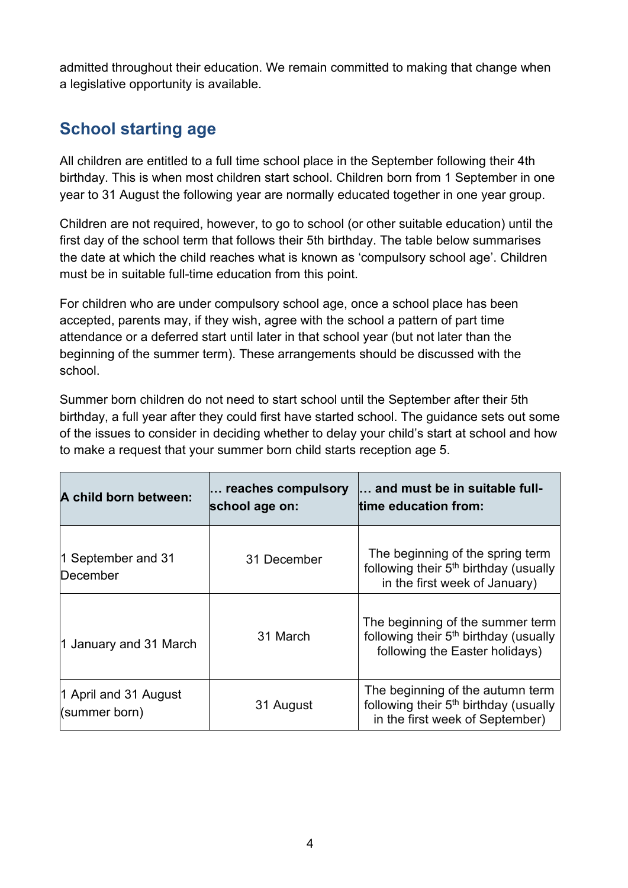admitted throughout their education. We remain committed to making that change when a legislative opportunity is available.

## School starting age

All children are entitled to a full time school place in the September following their 4th birthday. This is when most children start school. Children born from 1 September in one year to 31 August the following year are normally educated together in one year group.

Children are not required, however, to go to school (or other suitable education) until the first day of the school term that follows their 5th birthday. The table below summarises the date at which the child reaches what is known as 'compulsory school age'. Children must be in suitable full-time education from this point.

For children who are under compulsory school age, once a school place has been accepted, parents may, if they wish, agree with the school a pattern of part time attendance or a deferred start until later in that school year (but not later than the beginning of the summer term). These arrangements should be discussed with the school.

Summer born children do not need to start school until the September after their 5th birthday, a full year after they could first have started school. The guidance sets out some of the issues to consider in deciding whether to delay your child's start at school and how to make a request that your summer born child starts reception age 5.

| A child born between: | … reaches compulsory school age on: | … and must be in suitable full-time education from: |
| --- | --- | --- |
| 1 September and 31 December | 31 December | The beginning of the spring term following their 5th birthday (usually in the first week of January) |
| 1 January and 31 March | 31 March | The beginning of the summer term following their 5th birthday (usually following the Easter holidays) |
| 1 April and 31 August (summer born) | 31 August | The beginning of the autumn term following their 5th birthday (usually in the first week of September) |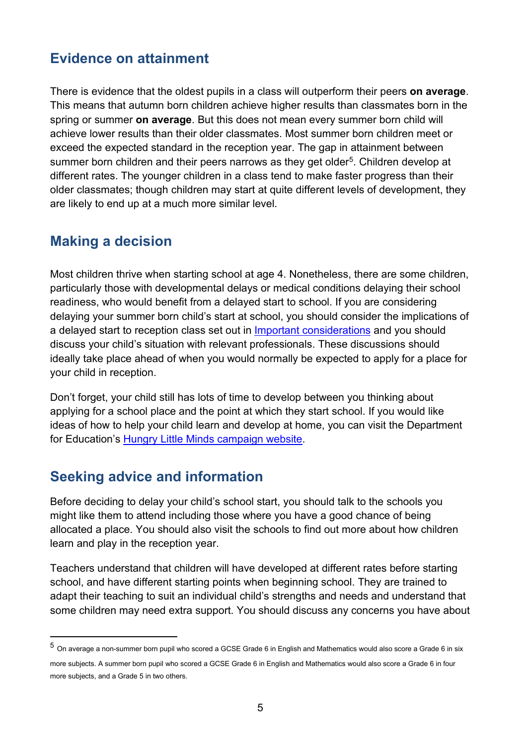## Evidence on attainment

There is evidence that the oldest pupils in a class will outperform their peers **on average**. This means that autumn born children achieve higher results than classmates born in the spring or summer **on average**. But this does not mean every summer born child will achieve lower results than their older classmates. Most summer born children meet or exceed the expected standard in the reception year. The gap in attainment between summer born children and their peers narrows as they get older[5]. Children develop at different rates. The younger children in a class tend to make faster progress than their older classmates; though children may start at quite different levels of development, they are likely to end up at a much more similar level.

## Making a decision

Most children thrive when starting school at age 4. Nonetheless, there are some children, particularly those with developmental delays or medical conditions delaying their school readiness, who would benefit from a delayed start to school. If you are considering delaying your summer born child's start at school, you should consider the implications of a delayed start to reception class set out in Important considerations and you should discuss your child's situation with relevant professionals. These discussions should ideally take place ahead of when you would normally be expected to apply for a place for your child in reception.

Don't forget, your child still has lots of time to develop between you thinking about applying for a school place and the point at which they start school. If you would like ideas of how to help your child learn and develop at home, you can visit the Department for Education's Hungry Little Minds campaign website.

## Seeking advice and information

Before deciding to delay your child's school start, you should talk to the schools you might like them to attend including those where you have a good chance of being allocated a place. You should also visit the schools to find out more about how children learn and play in the reception year.

Teachers understand that children will have developed at different rates before starting school, and have different starting points when beginning school. They are trained to adapt their teaching to suit an individual child's strengths and needs and understand that some children may need extra support. You should discuss any concerns you have about

---

[5] On average a non-summer born pupil who scored a GCSE Grade 6 in English and Mathematics would also score a Grade 6 in six more subjects. A summer born pupil who scored a GCSE Grade 6 in English and Mathematics would also score a Grade 6 in four more subjects, and a Grade 5 in two others.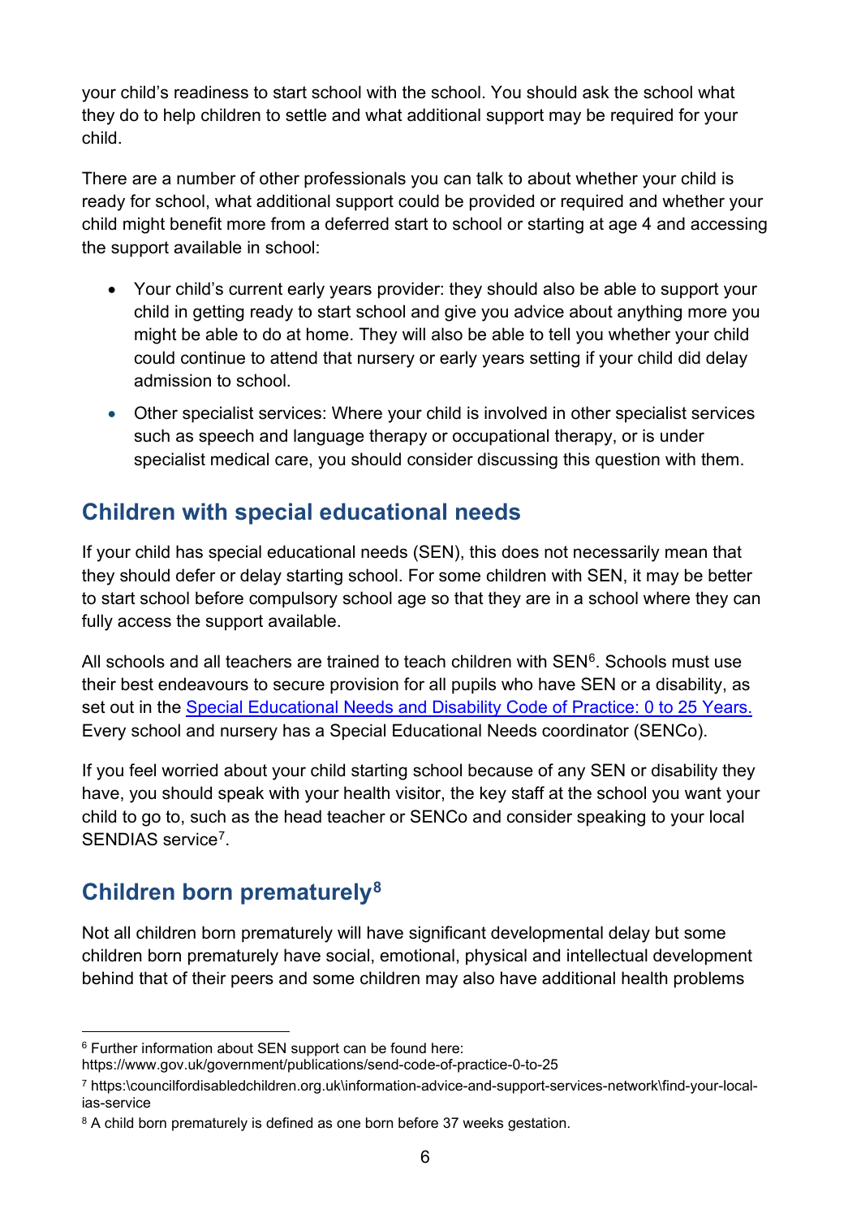your child's readiness to start school with the school. You should ask the school what they do to help children to settle and what additional support may be required for your child.

There are a number of other professionals you can talk to about whether your child is ready for school, what additional support could be provided or required and whether your child might benefit more from a deferred start to school or starting at age 4 and accessing the support available in school:

- Your child's current early years provider: they should also be able to support your child in getting ready to start school and give you advice about anything more you might be able to do at home. They will also be able to tell you whether your child could continue to attend that nursery or early years setting if your child did delay admission to school.
- Other specialist services: Where your child is involved in other specialist services such as speech and language therapy or occupational therapy, or is under specialist medical care, you should consider discussing this question with them.

## Children with special educational needs

If your child has special educational needs (SEN), this does not necessarily mean that they should defer or delay starting school. For some children with SEN, it may be better to start school before compulsory school age so that they are in a school where they can fully access the support available.

All schools and all teachers are trained to teach children with SEN[6]. Schools must use their best endeavours to secure provision for all pupils who have SEN or a disability, as set out in the [Special Educational Needs and Disability Code of Practice: 0 to 25 Years.](https://www.gov.uk/government/publications/send-code-of-practice-0-to-25) Every school and nursery has a Special Educational Needs coordinator (SENCo).

If you feel worried about your child starting school because of any SEN or disability they have, you should speak with your health visitor, the key staff at the school you want your child to go to, such as the head teacher or SENCo and consider speaking to your local SENDIAS service[7].

## Children born prematurely[8]

Not all children born prematurely will have significant developmental delay but some children born prematurely have social, emotional, physical and intellectual development behind that of their peers and some children may also have additional health problems

---

[6] Further information about SEN support can be found here: https://www.gov.uk/government/publications/send-code-of-practice-0-to-25

[7] https:\councilfordisabledchildren.org.uk\information-advice-and-support-services-network\find-your-local-ias-service

[8] A child born prematurely is defined as one born before 37 weeks gestation.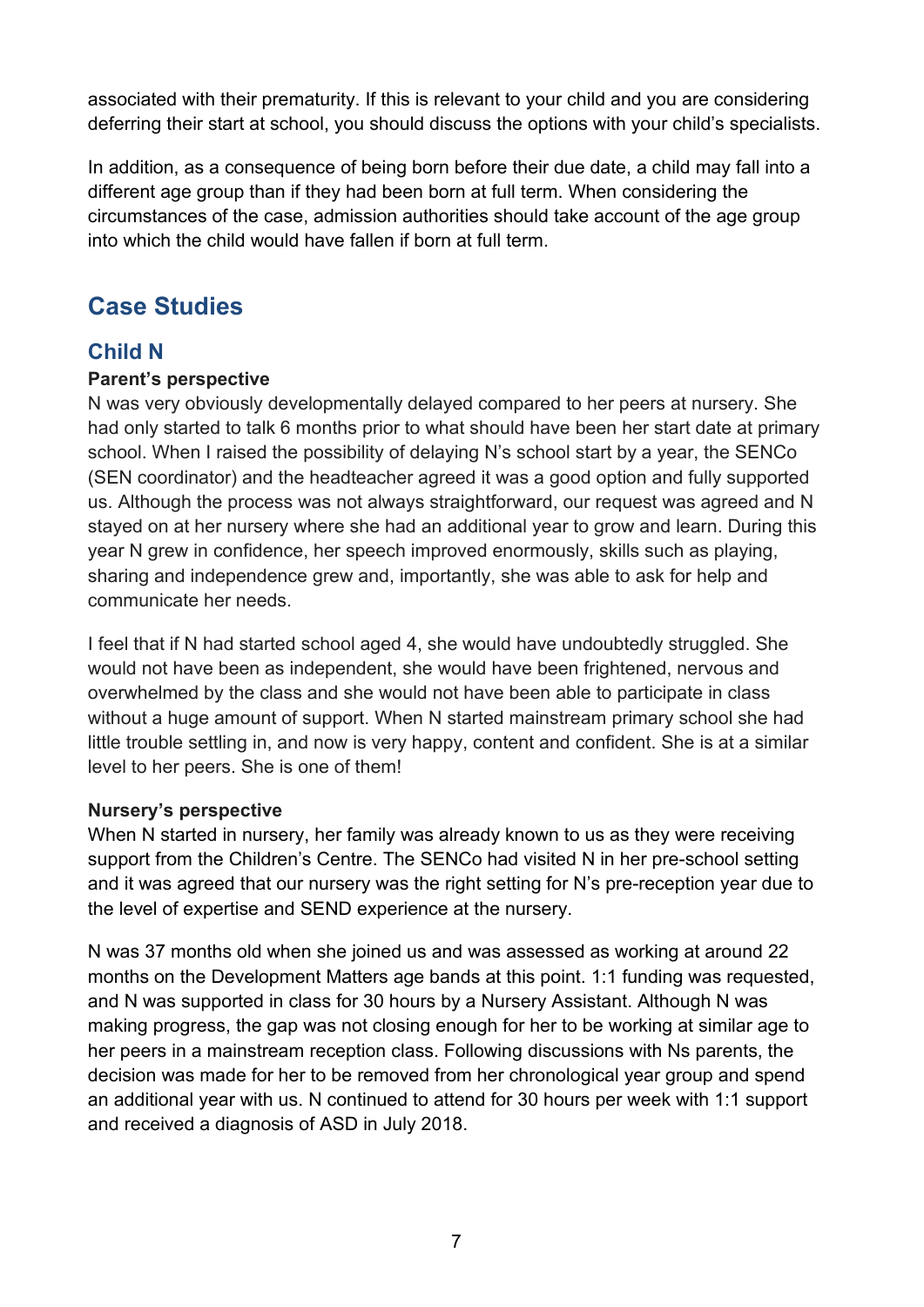associated with their prematurity. If this is relevant to your child and you are considering deferring their start at school, you should discuss the options with your child's specialists.

In addition, as a consequence of being born before their due date, a child may fall into a different age group than if they had been born at full term. When considering the circumstances of the case, admission authorities should take account of the age group into which the child would have fallen if born at full term.

## Case Studies

### Child N

**Parent's perspective**

N was very obviously developmentally delayed compared to her peers at nursery. She had only started to talk 6 months prior to what should have been her start date at primary school. When I raised the possibility of delaying N's school start by a year, the SENCo (SEN coordinator) and the headteacher agreed it was a good option and fully supported us. Although the process was not always straightforward, our request was agreed and N stayed on at her nursery where she had an additional year to grow and learn. During this year N grew in confidence, her speech improved enormously, skills such as playing, sharing and independence grew and, importantly, she was able to ask for help and communicate her needs.

I feel that if N had started school aged 4, she would have undoubtedly struggled. She would not have been as independent, she would have been frightened, nervous and overwhelmed by the class and she would not have been able to participate in class without a huge amount of support. When N started mainstream primary school she had little trouble settling in, and now is very happy, content and confident. She is at a similar level to her peers. She is one of them!

**Nursery's perspective**

When N started in nursery, her family was already known to us as they were receiving support from the Children's Centre. The SENCo had visited N in her pre-school setting and it was agreed that our nursery was the right setting for N's pre-reception year due to the level of expertise and SEND experience at the nursery.

N was 37 months old when she joined us and was assessed as working at around 22 months on the Development Matters age bands at this point. 1:1 funding was requested, and N was supported in class for 30 hours by a Nursery Assistant. Although N was making progress, the gap was not closing enough for her to be working at similar age to her peers in a mainstream reception class. Following discussions with Ns parents, the decision was made for her to be removed from her chronological year group and spend an additional year with us. N continued to attend for 30 hours per week with 1:1 support and received a diagnosis of ASD in July 2018.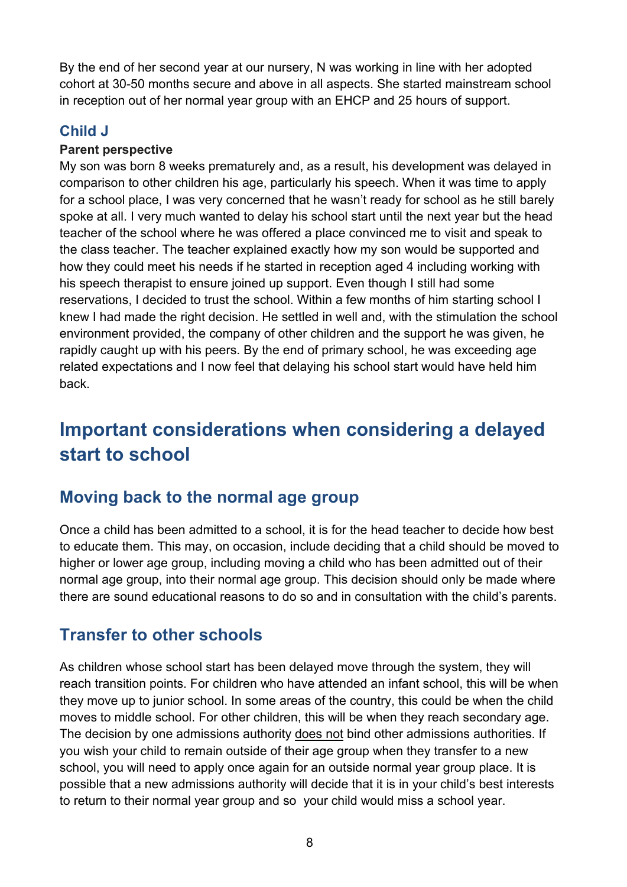By the end of her second year at our nursery, N was working in line with her adopted cohort at 30-50 months secure and above in all aspects. She started mainstream school in reception out of her normal year group with an EHCP and 25 hours of support.

### Child J

**Parent perspective**

My son was born 8 weeks prematurely and, as a result, his development was delayed in comparison to other children his age, particularly his speech. When it was time to apply for a school place, I was very concerned that he wasn't ready for school as he still barely spoke at all. I very much wanted to delay his school start until the next year but the head teacher of the school where he was offered a place convinced me to visit and speak to the class teacher. The teacher explained exactly how my son would be supported and how they could meet his needs if he started in reception aged 4 including working with his speech therapist to ensure joined up support. Even though I still had some reservations, I decided to trust the school. Within a few months of him starting school I knew I had made the right decision. He settled in well and, with the stimulation the school environment provided, the company of other children and the support he was given, he rapidly caught up with his peers. By the end of primary school, he was exceeding age related expectations and I now feel that delaying his school start would have held him back.

# Important considerations when considering a delayed start to school

## Moving back to the normal age group

Once a child has been admitted to a school, it is for the head teacher to decide how best to educate them. This may, on occasion, include deciding that a child should be moved to higher or lower age group, including moving a child who has been admitted out of their normal age group, into their normal age group. This decision should only be made where there are sound educational reasons to do so and in consultation with the child's parents.

## Transfer to other schools

As children whose school start has been delayed move through the system, they will reach transition points. For children who have attended an infant school, this will be when they move up to junior school. In some areas of the country, this could be when the child moves to middle school. For other children, this will be when they reach secondary age. The decision by one admissions authority does not bind other admissions authorities. If you wish your child to remain outside of their age group when they transfer to a new school, you will need to apply once again for an outside normal year group place. It is possible that a new admissions authority will decide that it is in your child's best interests to return to their normal year group and so your child would miss a school year.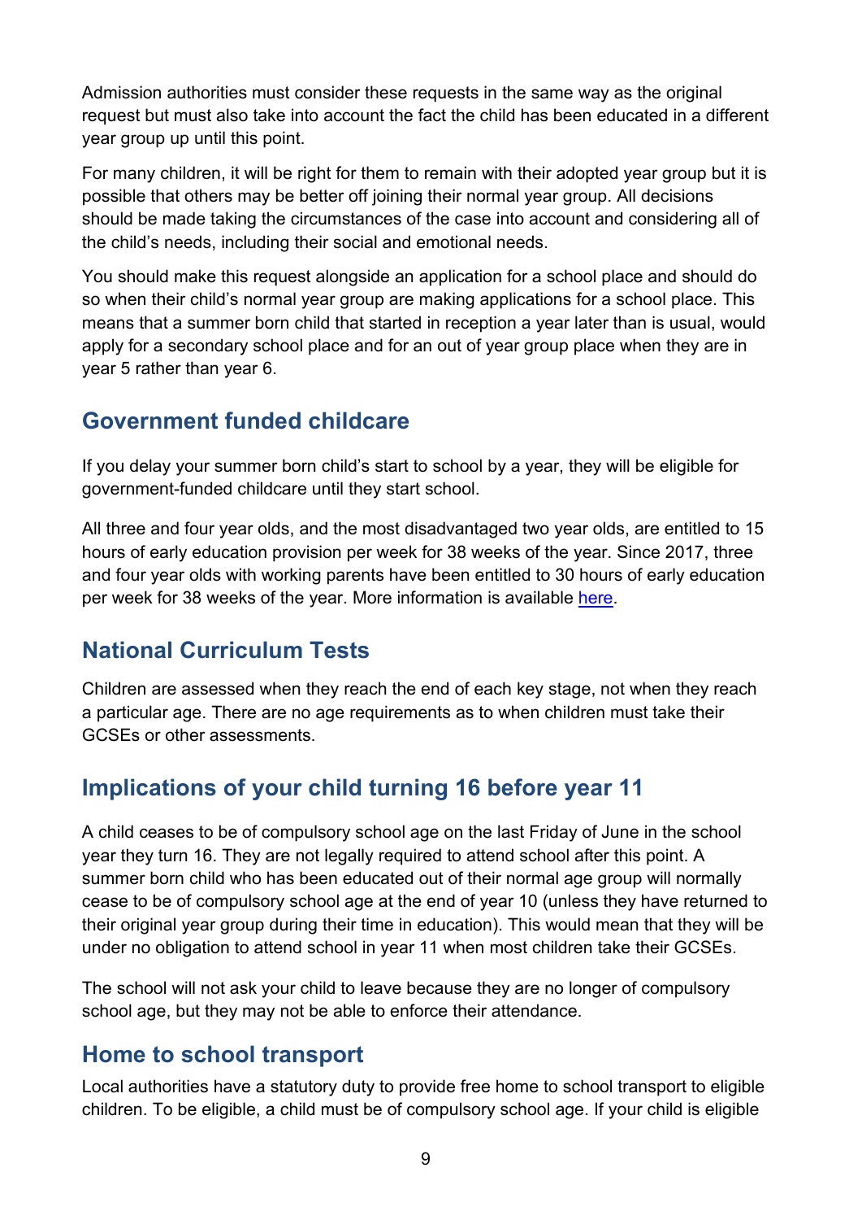Admission authorities must consider these requests in the same way as the original request but must also take into account the fact the child has been educated in a different year group up until this point.

For many children, it will be right for them to remain with their adopted year group but it is possible that others may be better off joining their normal year group. All decisions should be made taking the circumstances of the case into account and considering all of the child's needs, including their social and emotional needs.

You should make this request alongside an application for a school place and should do so when their child's normal year group are making applications for a school place. This means that a summer born child that started in reception a year later than is usual, would apply for a secondary school place and for an out of year group place when they are in year 5 rather than year 6.

## Government funded childcare

If you delay your summer born child's start to school by a year, they will be eligible for government-funded childcare until they start school.

All three and four year olds, and the most disadvantaged two year olds, are entitled to 15 hours of early education provision per week for 38 weeks of the year. Since 2017, three and four year olds with working parents have been entitled to 30 hours of early education per week for 38 weeks of the year. More information is available here.

## National Curriculum Tests

Children are assessed when they reach the end of each key stage, not when they reach a particular age. There are no age requirements as to when children must take their GCSEs or other assessments.

## Implications of your child turning 16 before year 11

A child ceases to be of compulsory school age on the last Friday of June in the school year they turn 16. They are not legally required to attend school after this point. A summer born child who has been educated out of their normal age group will normally cease to be of compulsory school age at the end of year 10 (unless they have returned to their original year group during their time in education). This would mean that they will be under no obligation to attend school in year 11 when most children take their GCSEs.

The school will not ask your child to leave because they are no longer of compulsory school age, but they may not be able to enforce their attendance.

## Home to school transport

Local authorities have a statutory duty to provide free home to school transport to eligible children. To be eligible, a child must be of compulsory school age. If your child is eligible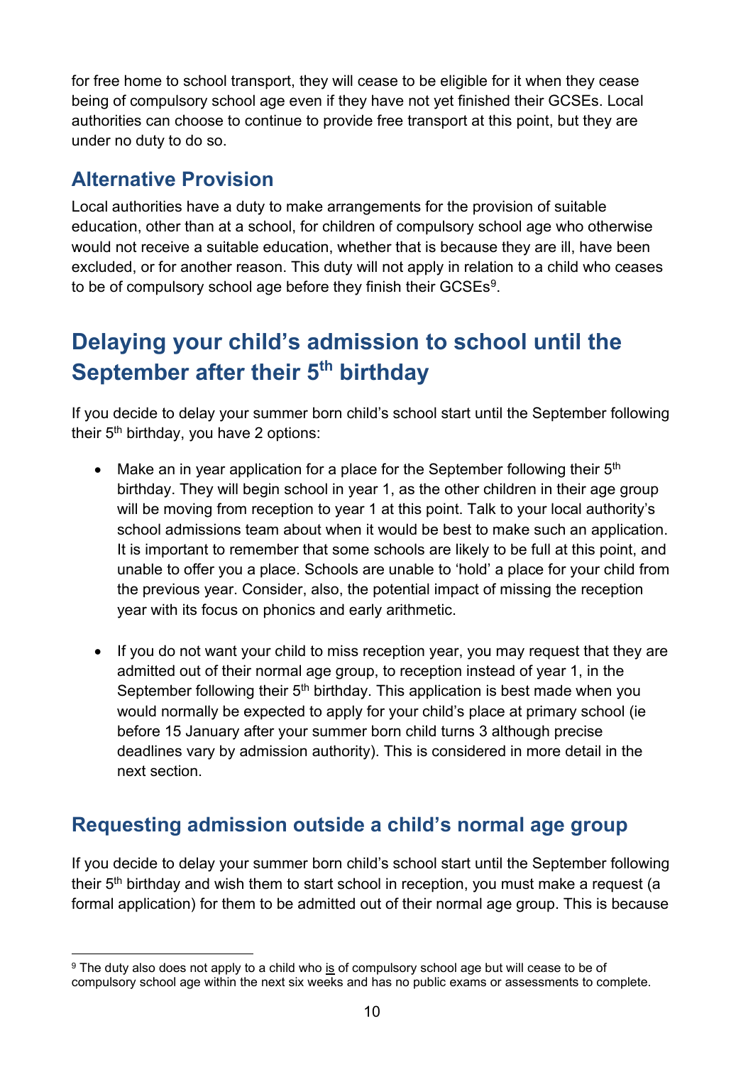for free home to school transport, they will cease to be eligible for it when they cease being of compulsory school age even if they have not yet finished their GCSEs. Local authorities can choose to continue to provide free transport at this point, but they are under no duty to do so.

### Alternative Provision

Local authorities have a duty to make arrangements for the provision of suitable education, other than at a school, for children of compulsory school age who otherwise would not receive a suitable education, whether that is because they are ill, have been excluded, or for another reason. This duty will not apply in relation to a child who ceases to be of compulsory school age before they finish their GCSEs[9].

## Delaying your child's admission to school until the September after their 5th birthday

If you decide to delay your summer born child's school start until the September following their 5th birthday, you have 2 options:

- Make an in year application for a place for the September following their 5th birthday. They will begin school in year 1, as the other children in their age group will be moving from reception to year 1 at this point. Talk to your local authority's school admissions team about when it would be best to make such an application. It is important to remember that some schools are likely to be full at this point, and unable to offer you a place. Schools are unable to 'hold' a place for your child from the previous year. Consider, also, the potential impact of missing the reception year with its focus on phonics and early arithmetic.

- If you do not want your child to miss reception year, you may request that they are admitted out of their normal age group, to reception instead of year 1, in the September following their 5th birthday. This application is best made when you would normally be expected to apply for your child's place at primary school (ie before 15 January after your summer born child turns 3 although precise deadlines vary by admission authority). This is considered in more detail in the next section.

### Requesting admission outside a child's normal age group

If you decide to delay your summer born child's school start until the September following their 5th birthday and wish them to start school in reception, you must make a request (a formal application) for them to be admitted out of their normal age group. This is because

[9] The duty also does not apply to a child who is of compulsory school age but will cease to be of compulsory school age within the next six weeks and has no public exams or assessments to complete.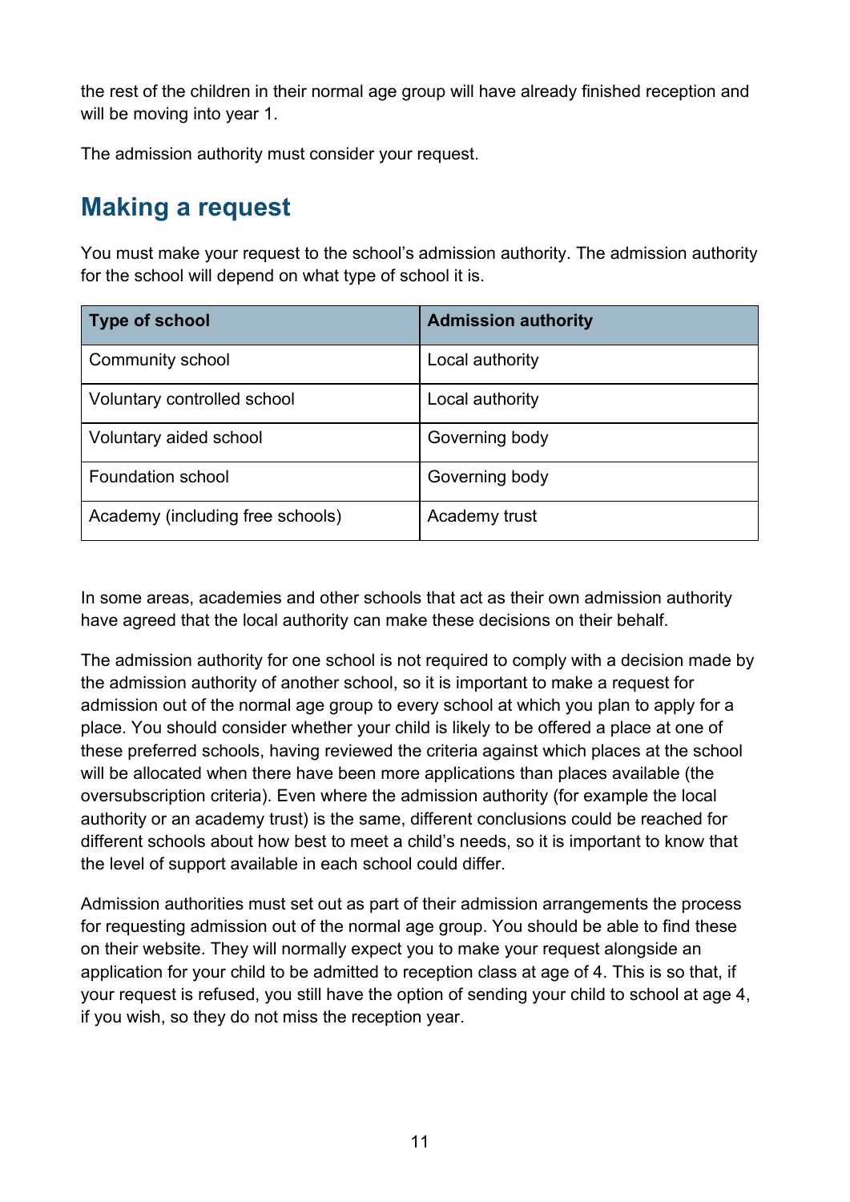the rest of the children in their normal age group will have already finished reception and will be moving into year 1.

The admission authority must consider your request.

## Making a request

You must make your request to the school's admission authority. The admission authority for the school will depend on what type of school it is.

| Type of school | Admission authority |
|---|---|
| Community school | Local authority |
| Voluntary controlled school | Local authority |
| Voluntary aided school | Governing body |
| Foundation school | Governing body |
| Academy (including free schools) | Academy trust |

In some areas, academies and other schools that act as their own admission authority have agreed that the local authority can make these decisions on their behalf.

The admission authority for one school is not required to comply with a decision made by the admission authority of another school, so it is important to make a request for admission out of the normal age group to every school at which you plan to apply for a place. You should consider whether your child is likely to be offered a place at one of these preferred schools, having reviewed the criteria against which places at the school will be allocated when there have been more applications than places available (the oversubscription criteria). Even where the admission authority (for example the local authority or an academy trust) is the same, different conclusions could be reached for different schools about how best to meet a child's needs, so it is important to know that the level of support available in each school could differ.

Admission authorities must set out as part of their admission arrangements the process for requesting admission out of the normal age group. You should be able to find these on their website. They will normally expect you to make your request alongside an application for your child to be admitted to reception class at age of 4. This is so that, if your request is refused, you still have the option of sending your child to school at age 4, if you wish, so they do not miss the reception year.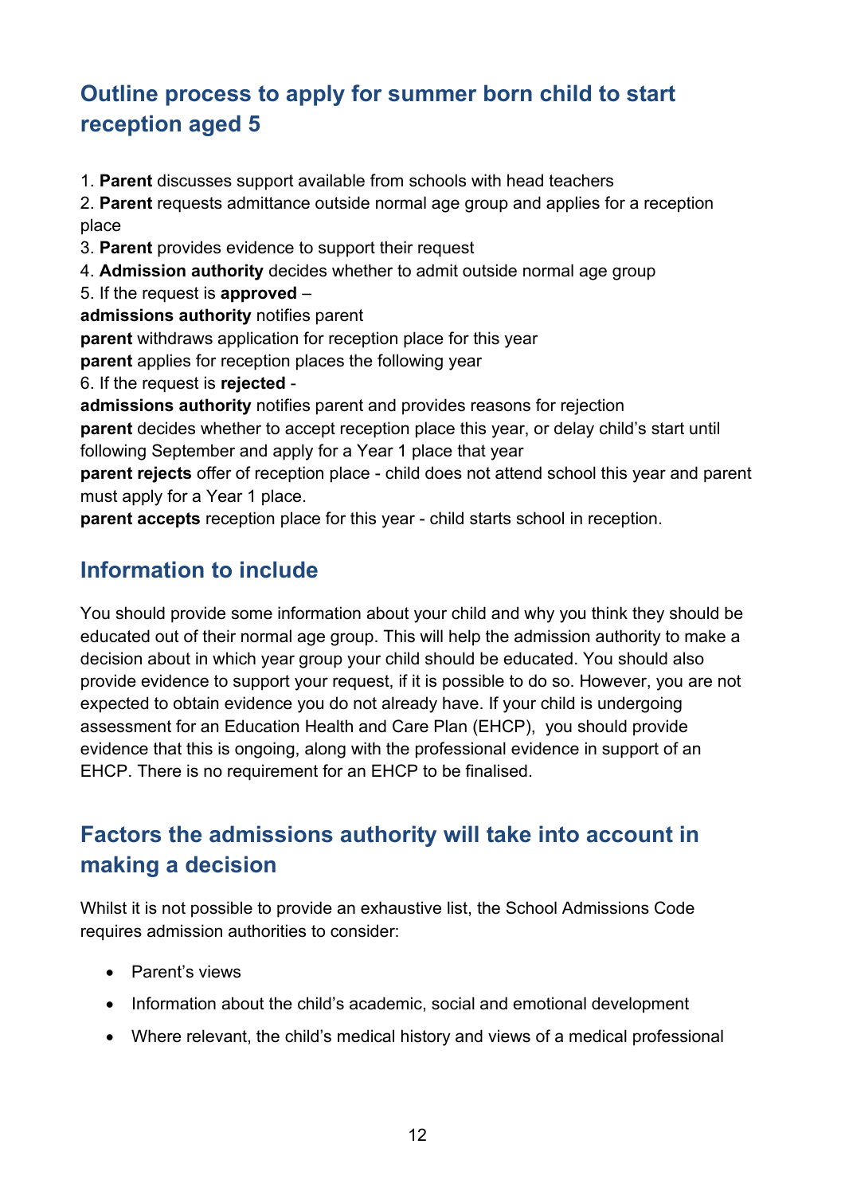## Outline process to apply for summer born child to start reception aged 5

1. **Parent** discusses support available from schools with head teachers
2. **Parent** requests admittance outside normal age group and applies for a reception place
3. **Parent** provides evidence to support their request
4. **Admission authority** decides whether to admit outside normal age group
5. If the request is **approved** –

**admissions authority** notifies parent

**parent** withdraws application for reception place for this year

**parent** applies for reception places the following year

6. If the request is **rejected** -

**admissions authority** notifies parent and provides reasons for rejection

**parent** decides whether to accept reception place this year, or delay child's start until following September and apply for a Year 1 place that year

**parent rejects** offer of reception place - child does not attend school this year and parent must apply for a Year 1 place.

**parent accepts** reception place for this year - child starts school in reception.

## Information to include

You should provide some information about your child and why you think they should be educated out of their normal age group. This will help the admission authority to make a decision about in which year group your child should be educated. You should also provide evidence to support your request, if it is possible to do so. However, you are not expected to obtain evidence you do not already have. If your child is undergoing assessment for an Education Health and Care Plan (EHCP), you should provide evidence that this is ongoing, along with the professional evidence in support of an EHCP. There is no requirement for an EHCP to be finalised.

## Factors the admissions authority will take into account in making a decision

Whilst it is not possible to provide an exhaustive list, the School Admissions Code requires admission authorities to consider:

- Parent's views
- Information about the child's academic, social and emotional development
- Where relevant, the child's medical history and views of a medical professional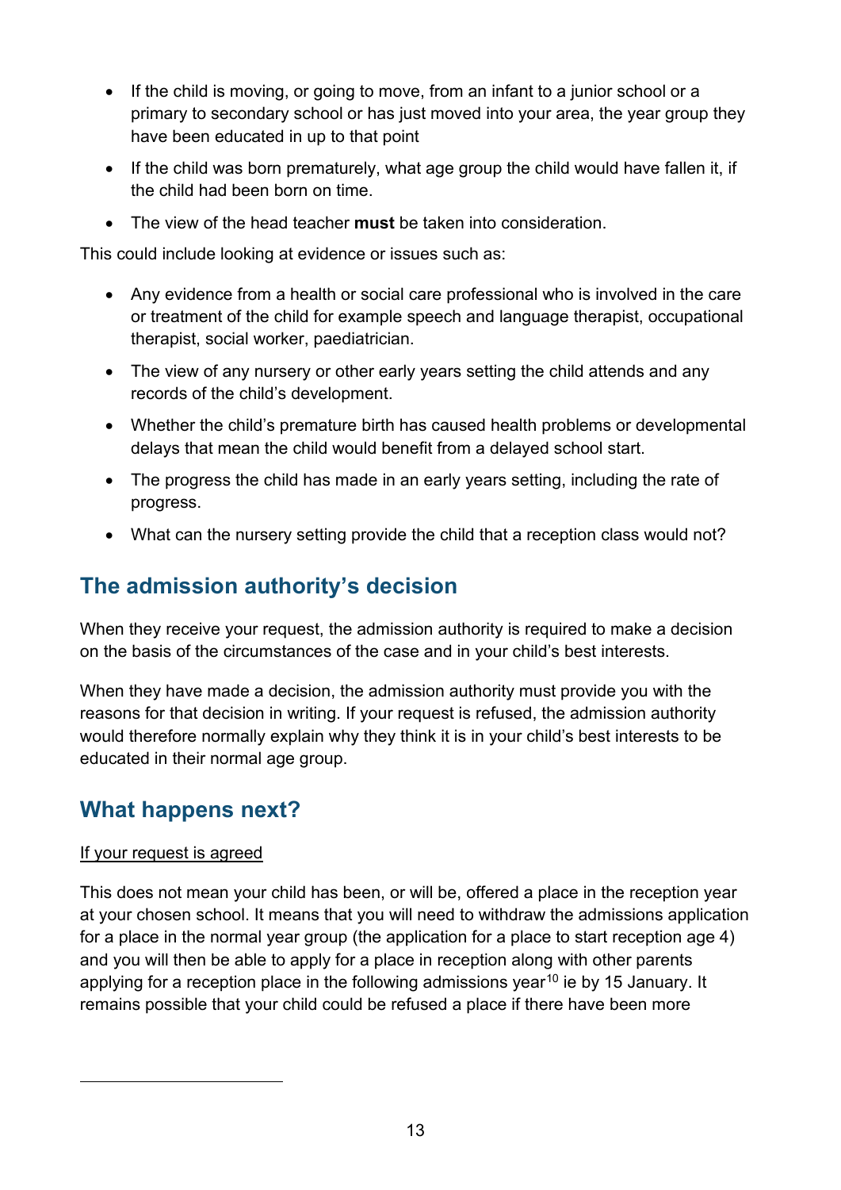- If the child is moving, or going to move, from an infant to a junior school or a primary to secondary school or has just moved into your area, the year group they have been educated in up to that point
- If the child was born prematurely, what age group the child would have fallen it, if the child had been born on time.
- The view of the head teacher **must** be taken into consideration.

This could include looking at evidence or issues such as:

- Any evidence from a health or social care professional who is involved in the care or treatment of the child for example speech and language therapist, occupational therapist, social worker, paediatrician.
- The view of any nursery or other early years setting the child attends and any records of the child's development.
- Whether the child's premature birth has caused health problems or developmental delays that mean the child would benefit from a delayed school start.
- The progress the child has made in an early years setting, including the rate of progress.
- What can the nursery setting provide the child that a reception class would not?

## The admission authority's decision

When they receive your request, the admission authority is required to make a decision on the basis of the circumstances of the case and in your child's best interests.

When they have made a decision, the admission authority must provide you with the reasons for that decision in writing. If your request is refused, the admission authority would therefore normally explain why they think it is in your child's best interests to be educated in their normal age group.

## What happens next?

<u>If your request is agreed</u>

This does not mean your child has been, or will be, offered a place in the reception year at your chosen school. It means that you will need to withdraw the admissions application for a place in the normal year group (the application for a place to start reception age 4) and you will then be able to apply for a place in reception along with other parents applying for a reception place in the following admissions year[10] ie by 15 January. It remains possible that your child could be refused a place if there have been more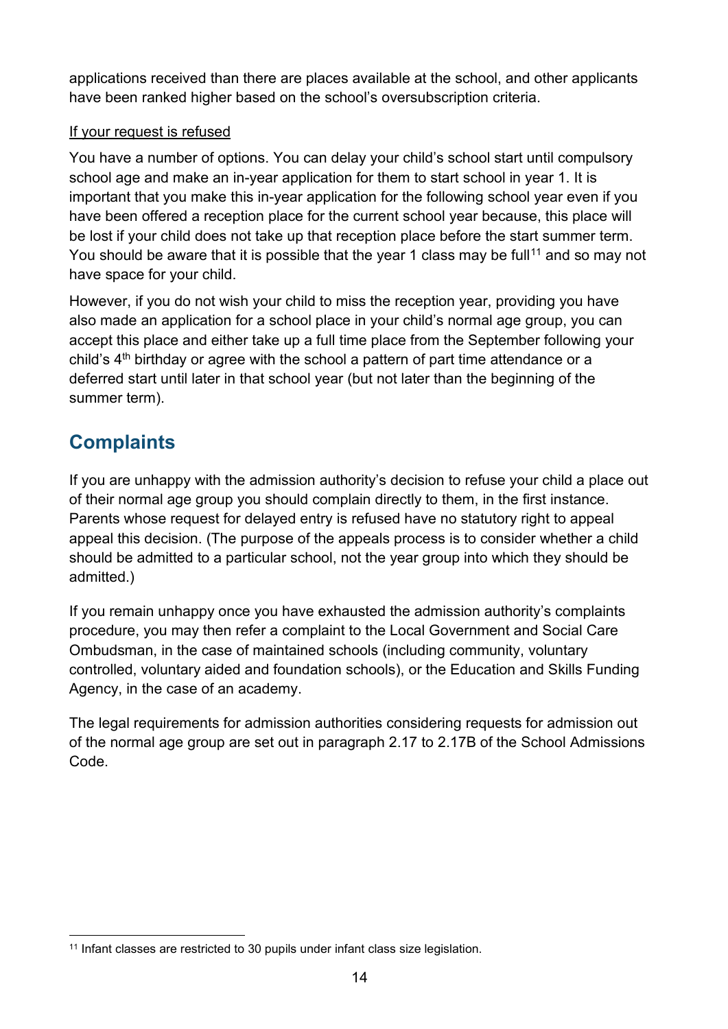applications received than there are places available at the school, and other applicants have been ranked higher based on the school's oversubscription criteria.

<u>If your request is refused</u>

You have a number of options. You can delay your child's school start until compulsory school age and make an in-year application for them to start school in year 1. It is important that you make this in-year application for the following school year even if you have been offered a reception place for the current school year because, this place will be lost if your child does not take up that reception place before the start summer term. You should be aware that it is possible that the year 1 class may be full[11] and so may not have space for your child.

However, if you do not wish your child to miss the reception year, providing you have also made an application for a school place in your child's normal age group, you can accept this place and either take up a full time place from the September following your child's 4th birthday or agree with the school a pattern of part time attendance or a deferred start until later in that school year (but not later than the beginning of the summer term).

## Complaints

If you are unhappy with the admission authority's decision to refuse your child a place out of their normal age group you should complain directly to them, in the first instance. Parents whose request for delayed entry is refused have no statutory right to appeal appeal this decision. (The purpose of the appeals process is to consider whether a child should be admitted to a particular school, not the year group into which they should be admitted.)

If you remain unhappy once you have exhausted the admission authority's complaints procedure, you may then refer a complaint to the Local Government and Social Care Ombudsman, in the case of maintained schools (including community, voluntary controlled, voluntary aided and foundation schools), or the Education and Skills Funding Agency, in the case of an academy.

The legal requirements for admission authorities considering requests for admission out of the normal age group are set out in paragraph 2.17 to 2.17B of the School Admissions Code.

---

[11] Infant classes are restricted to 30 pupils under infant class size legislation.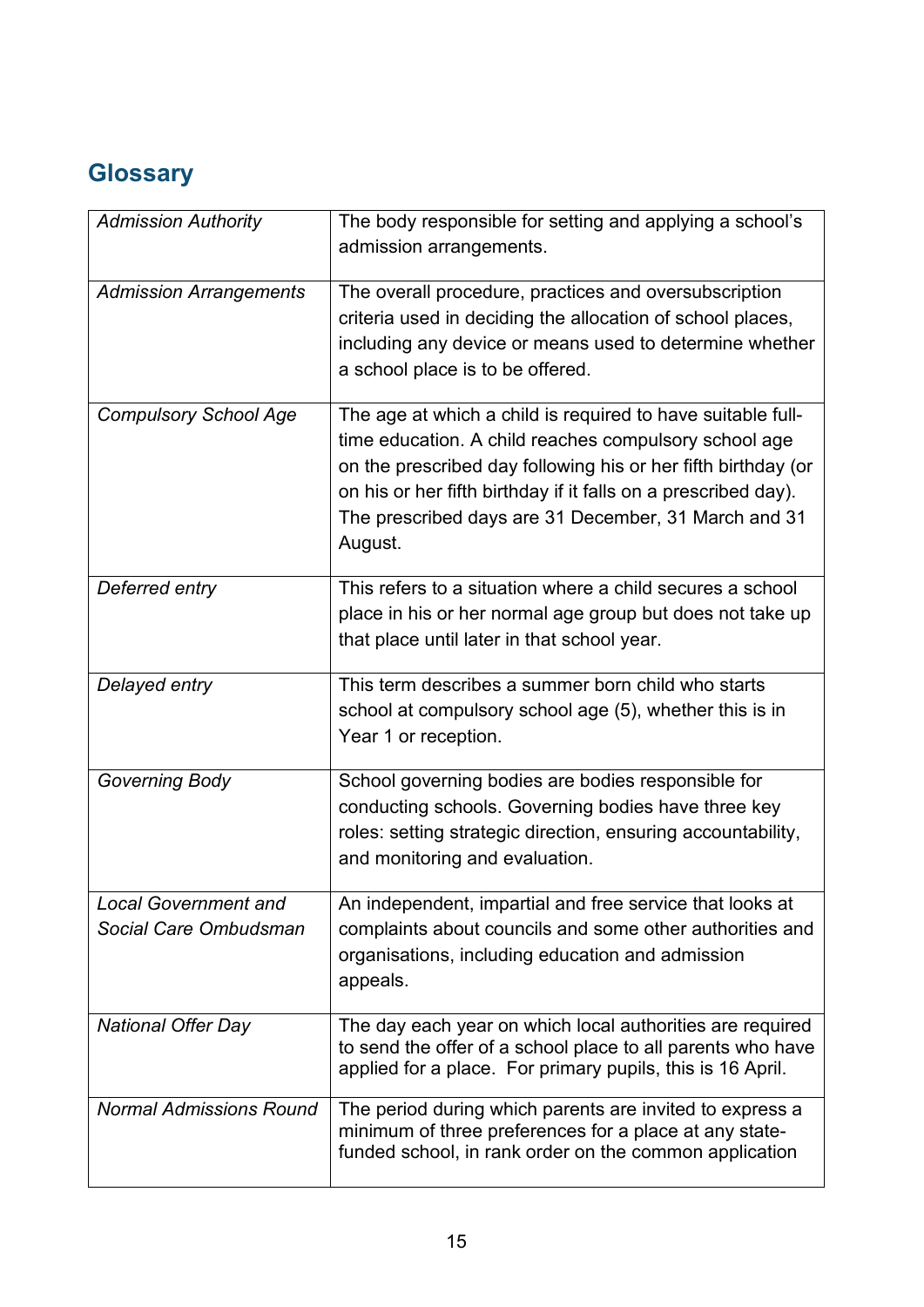## Glossary

| | |
|---|---|
| *Admission Authority* | The body responsible for setting and applying a school's admission arrangements. |
| *Admission Arrangements* | The overall procedure, practices and oversubscription criteria used in deciding the allocation of school places, including any device or means used to determine whether a school place is to be offered. |
| *Compulsory School Age* | The age at which a child is required to have suitable full-time education. A child reaches compulsory school age on the prescribed day following his or her fifth birthday (or on his or her fifth birthday if it falls on a prescribed day). The prescribed days are 31 December, 31 March and 31 August. |
| *Deferred entry* | This refers to a situation where a child secures a school place in his or her normal age group but does not take up that place until later in that school year. |
| *Delayed entry* | This term describes a summer born child who starts school at compulsory school age (5), whether this is in Year 1 or reception. |
| *Governing Body* | School governing bodies are bodies responsible for conducting schools. Governing bodies have three key roles: setting strategic direction, ensuring accountability, and monitoring and evaluation. |
| *Local Government and Social Care Ombudsman* | An independent, impartial and free service that looks at complaints about councils and some other authorities and organisations, including education and admission appeals. |
| *National Offer Day* | The day each year on which local authorities are required to send the offer of a school place to all parents who have applied for a place. For primary pupils, this is 16 April. |
| *Normal Admissions Round* | The period during which parents are invited to express a minimum of three preferences for a place at any state-funded school, in rank order on the common application |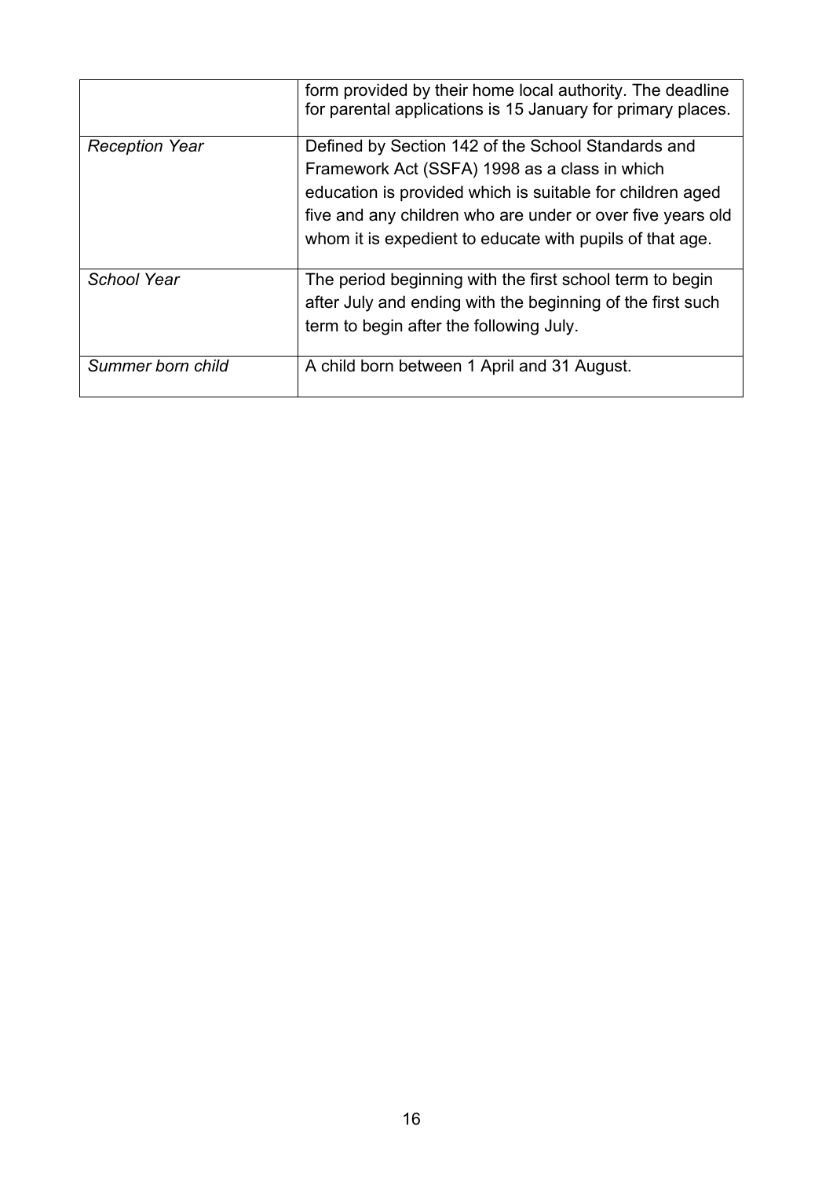| | |
|---|---|
| | form provided by their home local authority. The deadline for parental applications is 15 January for primary places. |
| *Reception Year* | Defined by Section 142 of the School Standards and Framework Act (SSFA) 1998 as a class in which education is provided which is suitable for children aged five and any children who are under or over five years old whom it is expedient to educate with pupils of that age. |
| *School Year* | The period beginning with the first school term to begin after July and ending with the beginning of the first such term to begin after the following July. |
| *Summer born child* | A child born between 1 April and 31 August. |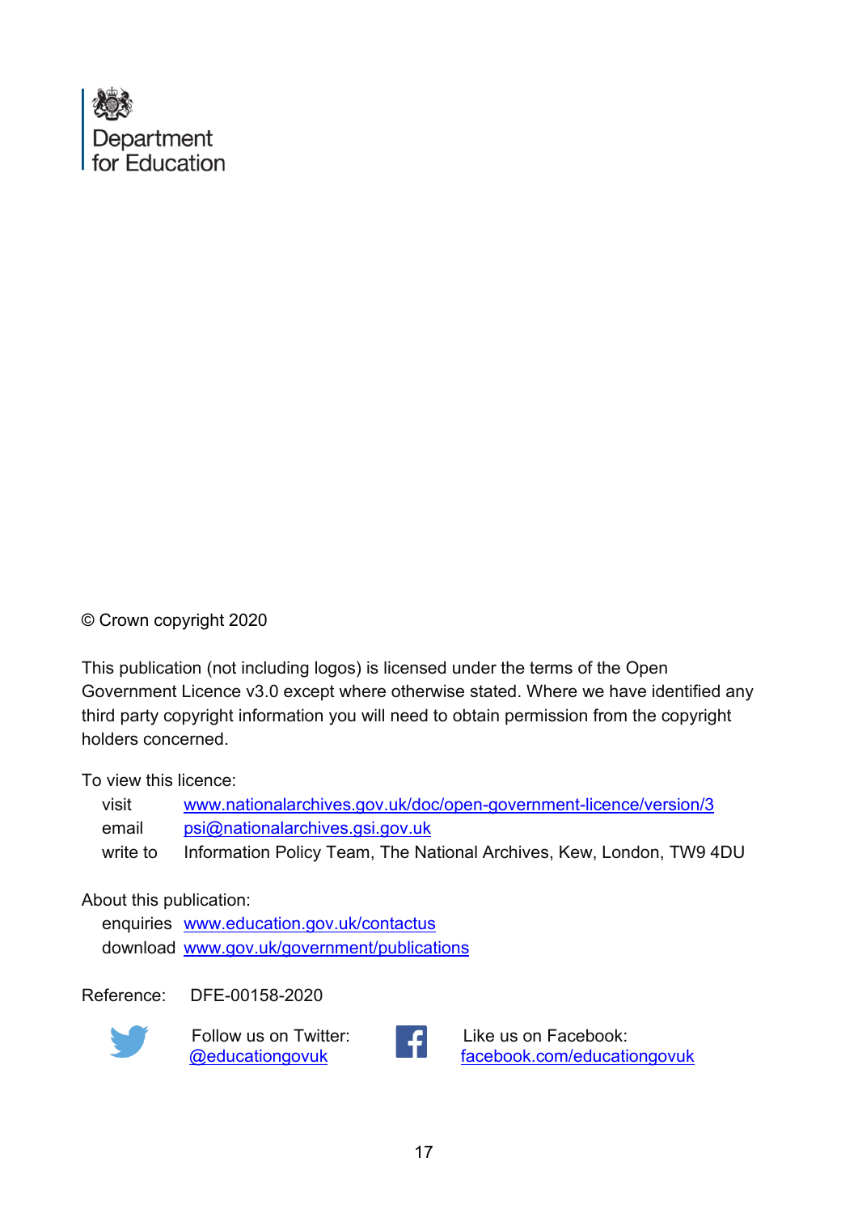Department for Education

© Crown copyright 2020

This publication (not including logos) is licensed under the terms of the Open Government Licence v3.0 except where otherwise stated. Where we have identified any third party copyright information you will need to obtain permission from the copyright holders concerned.

To view this licence:

| | |
|---|---|
| visit | www.nationalarchives.gov.uk/doc/open-government-licence/version/3 |
| email | psi@nationalarchives.gsi.gov.uk |
| write to | Information Policy Team, The National Archives, Kew, London, TW9 4DU |

About this publication:

| | |
|---|---|
| enquiries | www.education.gov.uk/contactus |
| download | www.gov.uk/government/publications |

Reference: DFE-00158-2020

Follow us on Twitter: @educationgovuk

Like us on Facebook: facebook.com/educationgovuk